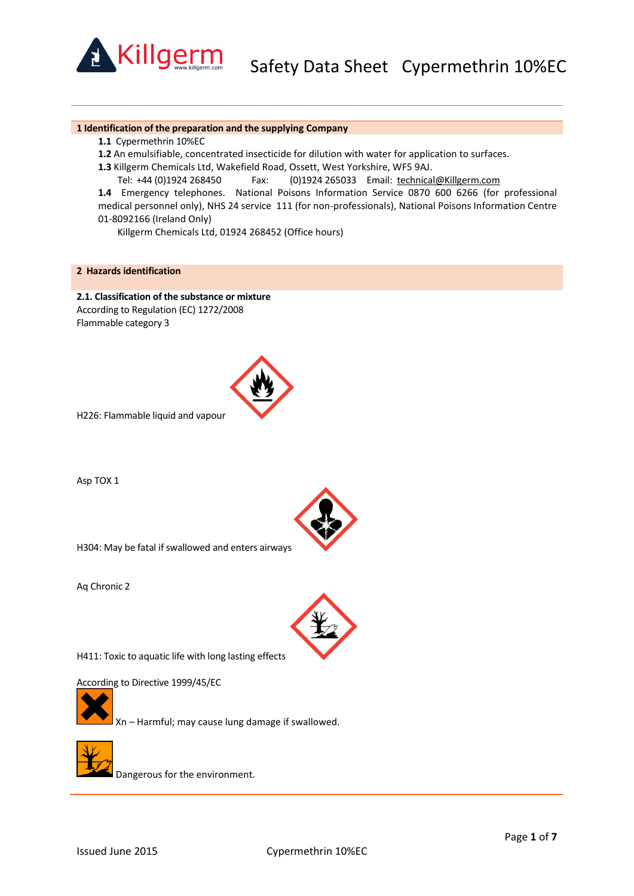# Safety Data Sheet Cypermethrin 10%EC

## 1 Identification of the preparation and the supplying Company

**1.1** Cypermethrin 10%EC

**1.2** An emulsifiable, concentrated insecticide for dilution with water for application to surfaces.

**1.3** Killgerm Chemicals Ltd, Wakefield Road, Ossett, West Yorkshire, WF5 9AJ.

Tel: +44 (0)1924 268450 Fax: (0)1924 265033 Email: technical@Killgerm.com

**1.4** Emergency telephones. National Poisons Information Service 0870 600 6266 (for professional medical personnel only), NHS 24 service 111 (for non-professionals), National Poisons Information Centre 01-8092166 (Ireland Only)

Killgerm Chemicals Ltd, 01924 268452 (Office hours)

## 2 Hazards identification

**2.1. Classification of the substance or mixture**

According to Regulation (EC) 1272/2008

Flammable category 3

H226: Flammable liquid and vapour

Asp TOX 1

H304: May be fatal if swallowed and enters airways

Aq Chronic 2

H411: Toxic to aquatic life with long lasting effects

According to Directive 1999/45/EC

Xn – Harmful; may cause lung damage if swallowed.

Dangerous for the environment.

Issued June 2015 Cypermethrin 10%EC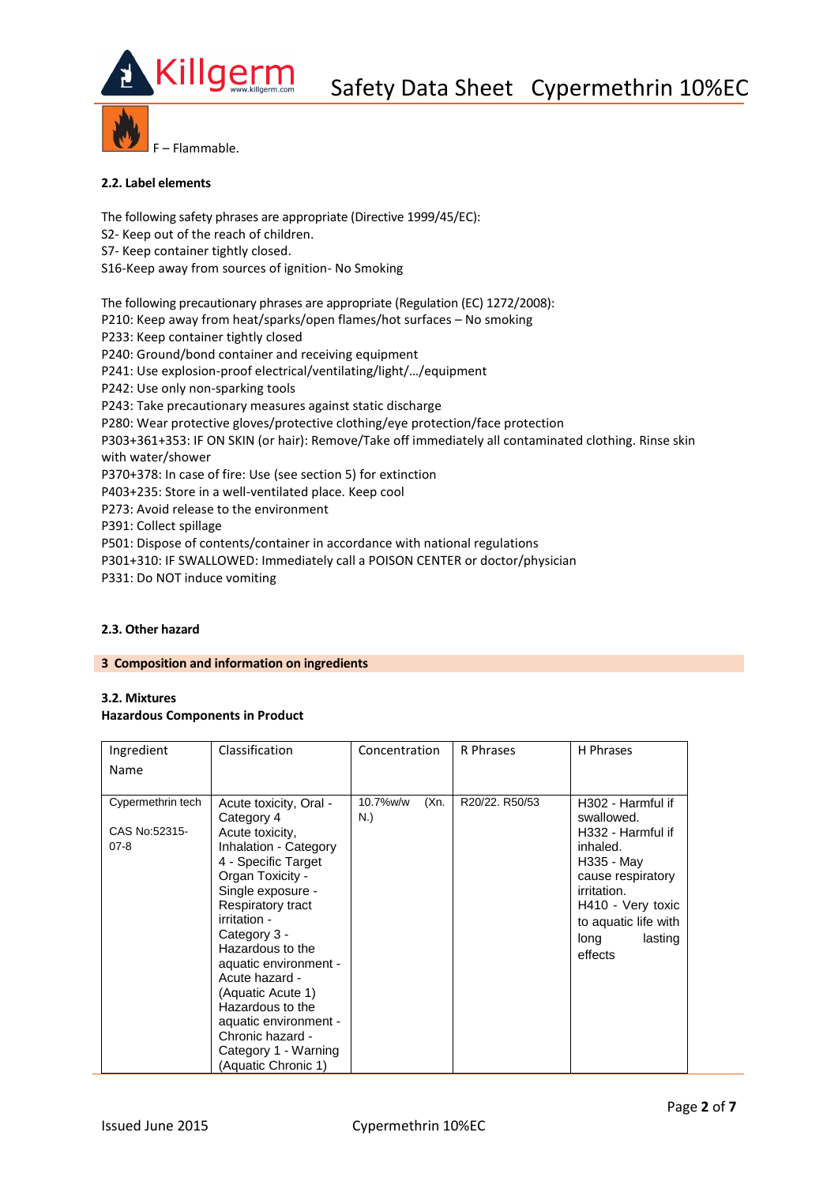F – Flammable.

#### 2.2. Label elements

The following safety phrases are appropriate (Directive 1999/45/EC):
S2- Keep out of the reach of children.
S7- Keep container tightly closed.
S16-Keep away from sources of ignition- No Smoking

The following precautionary phrases are appropriate (Regulation (EC) 1272/2008):
P210: Keep away from heat/sparks/open flames/hot surfaces – No smoking
P233: Keep container tightly closed
P240: Ground/bond container and receiving equipment
P241: Use explosion-proof electrical/ventilating/light/…/equipment
P242: Use only non-sparking tools
P243: Take precautionary measures against static discharge
P280: Wear protective gloves/protective clothing/eye protection/face protection
P303+361+353: IF ON SKIN (or hair): Remove/Take off immediately all contaminated clothing. Rinse skin with water/shower
P370+378: In case of fire: Use (see section 5) for extinction
P403+235: Store in a well-ventilated place. Keep cool
P273: Avoid release to the environment
P391: Collect spillage
P501: Dispose of contents/container in accordance with national regulations
P301+310: IF SWALLOWED: Immediately call a POISON CENTER or doctor/physician
P331: Do NOT induce vomiting

#### 2.3. Other hazard

## 3 Composition and information on ingredients

#### 3.2. Mixtures

**Hazardous Components in Product**

| Ingredient Name | Classification | Concentration | R Phrases | H Phrases |
|---|---|---|---|---|
| Cypermethrin tech<br>CAS No:52315-07-8 | Acute toxicity, Oral - Category 4<br>Acute toxicity, Inhalation - Category 4 - Specific Target Organ Toxicity - Single exposure - Respiratory tract irritation - Category 3 - Hazardous to the aquatic environment - Acute hazard - (Aquatic Acute 1)<br>Hazardous to the aquatic environment - Chronic hazard - Category 1 - Warning (Aquatic Chronic 1) | 10.7%w/w (Xn. N.) | R20/22. R50/53 | H302 - Harmful if swallowed.<br>H332 - Harmful if inhaled.<br>H335 - May cause respiratory irritation.<br>H410 - Very toxic to aquatic life with long lasting effects |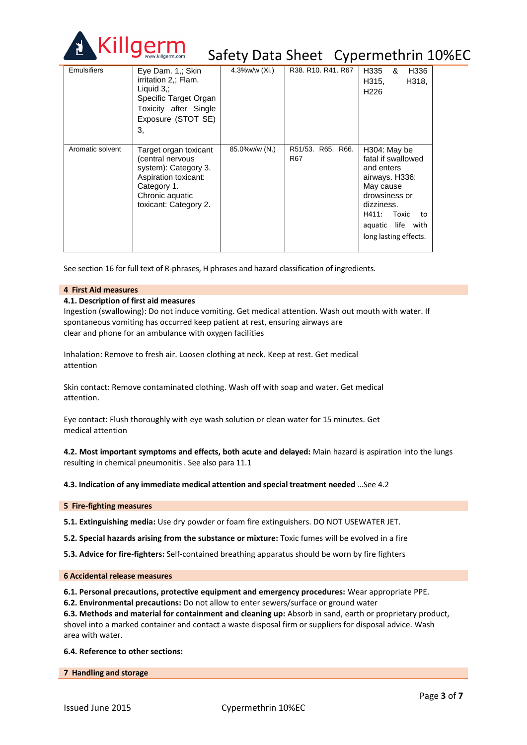| Emulsifiers | Eye Dam. 1,; Skin irritation 2,; Flam. Liquid 3,; Specific Target Organ Toxicity after Single Exposure (STOT SE) 3, | 4.3%w/w (Xi.) | R38. R10. R41. R67 | H335 & H336 H315, H318, H226 |
|---|---|---|---|---|
| Aromatic solvent | Target organ toxicant (central nervous system): Category 3. Aspiration toxicant: Category 1. Chronic aquatic toxicant: Category 2. | 85.0%w/w (N.) | R51/53. R65. R66. R67 | H304: May be fatal if swallowed and enters airways. H336: May cause drowsiness or dizziness. H411: Toxic to aquatic life with long lasting effects. |

See section 16 for full text of R-phrases, H phrases and hazard classification of ingredients.

## 4 First Aid measures

**4.1. Description of first aid measures**

Ingestion (swallowing): Do not induce vomiting. Get medical attention. Wash out mouth with water. If spontaneous vomiting has occurred keep patient at rest, ensuring airways are clear and phone for an ambulance with oxygen facilities

Inhalation: Remove to fresh air. Loosen clothing at neck. Keep at rest. Get medical attention

Skin contact: Remove contaminated clothing. Wash off with soap and water. Get medical attention.

Eye contact: Flush thoroughly with eye wash solution or clean water for 15 minutes. Get medical attention

**4.2. Most important symptoms and effects, both acute and delayed:** Main hazard is aspiration into the lungs resulting in chemical pneumonitis . See also para 11.1

**4.3. Indication of any immediate medical attention and special treatment needed** …See 4.2

## 5 Fire-fighting measures

**5.1. Extinguishing media:** Use dry powder or foam fire extinguishers. DO NOT USEWATER JET.

**5.2. Special hazards arising from the substance or mixture:** Toxic fumes will be evolved in a fire

**5.3. Advice for fire-fighters:** Self-contained breathing apparatus should be worn by fire fighters

## 6 Accidental release measures

**6.1. Personal precautions, protective equipment and emergency procedures:** Wear appropriate PPE.

**6.2. Environmental precautions:** Do not allow to enter sewers/surface or ground water

**6.3. Methods and material for containment and cleaning up:** Absorb in sand, earth or proprietary product, shovel into a marked container and contact a waste disposal firm or suppliers for disposal advice. Wash area with water.

**6.4. Reference to other sections:**

## 7 Handling and storage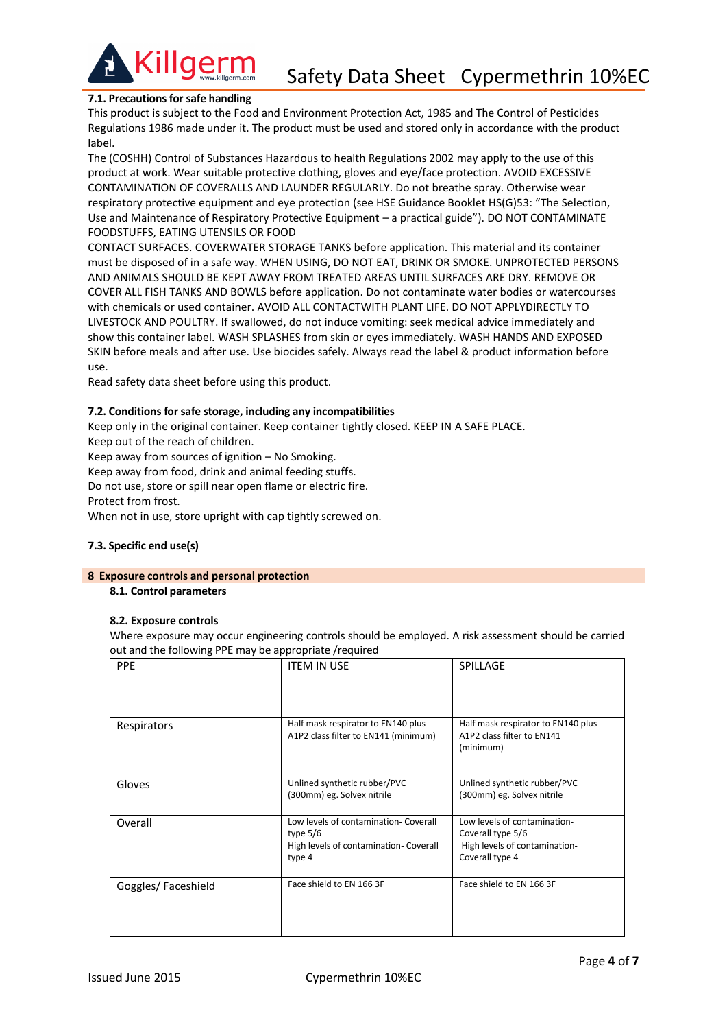### 7.1. Precautions for safe handling

This product is subject to the Food and Environment Protection Act, 1985 and The Control of Pesticides Regulations 1986 made under it. The product must be used and stored only in accordance with the product label.

The (COSHH) Control of Substances Hazardous to health Regulations 2002 may apply to the use of this product at work. Wear suitable protective clothing, gloves and eye/face protection. AVOID EXCESSIVE CONTAMINATION OF COVERALLS AND LAUNDER REGULARLY. Do not breathe spray. Otherwise wear respiratory protective equipment and eye protection (see HSE Guidance Booklet HS(G)53: "The Selection, Use and Maintenance of Respiratory Protective Equipment – a practical guide"). DO NOT CONTAMINATE FOODSTUFFS, EATING UTENSILS OR FOOD

CONTACT SURFACES. COVERWATER STORAGE TANKS before application. This material and its container must be disposed of in a safe way. WHEN USING, DO NOT EAT, DRINK OR SMOKE. UNPROTECTED PERSONS AND ANIMALS SHOULD BE KEPT AWAY FROM TREATED AREAS UNTIL SURFACES ARE DRY. REMOVE OR COVER ALL FISH TANKS AND BOWLS before application. Do not contaminate water bodies or watercourses with chemicals or used container. AVOID ALL CONTACTWITH PLANT LIFE. DO NOT APPLYDIRECTLY TO LIVESTOCK AND POULTRY. If swallowed, do not induce vomiting: seek medical advice immediately and show this container label. WASH SPLASHES from skin or eyes immediately. WASH HANDS AND EXPOSED SKIN before meals and after use. Use biocides safely. Always read the label & product information before use.

Read safety data sheet before using this product.

### 7.2. Conditions for safe storage, including any incompatibilities

Keep only in the original container. Keep container tightly closed. KEEP IN A SAFE PLACE.
Keep out of the reach of children.
Keep away from sources of ignition – No Smoking.
Keep away from food, drink and animal feeding stuffs.
Do not use, store or spill near open flame or electric fire.
Protect from frost.
When not in use, store upright with cap tightly screwed on.

### 7.3. Specific end use(s)

## 8 Exposure controls and personal protection

### 8.1. Control parameters

### 8.2. Exposure controls

Where exposure may occur engineering controls should be employed. A risk assessment should be carried out and the following PPE may be appropriate /required

| PPE | ITEM IN USE | SPILLAGE |
|---|---|---|
| Respirators | Half mask respirator to EN140 plus A1P2 class filter to EN141 (minimum) | Half mask respirator to EN140 plus A1P2 class filter to EN141 (minimum) |
| Gloves | Unlined synthetic rubber/PVC (300mm) eg. Solvex nitrile | Unlined synthetic rubber/PVC (300mm) eg. Solvex nitrile |
| Overall | Low levels of contamination- Coverall type 5/6<br>High levels of contamination- Coverall type 4 | Low levels of contamination- Coverall type 5/6<br>High levels of contamination- Coverall type 4 |
| Goggles/ Faceshield | Face shield to EN 166 3F | Face shield to EN 166 3F |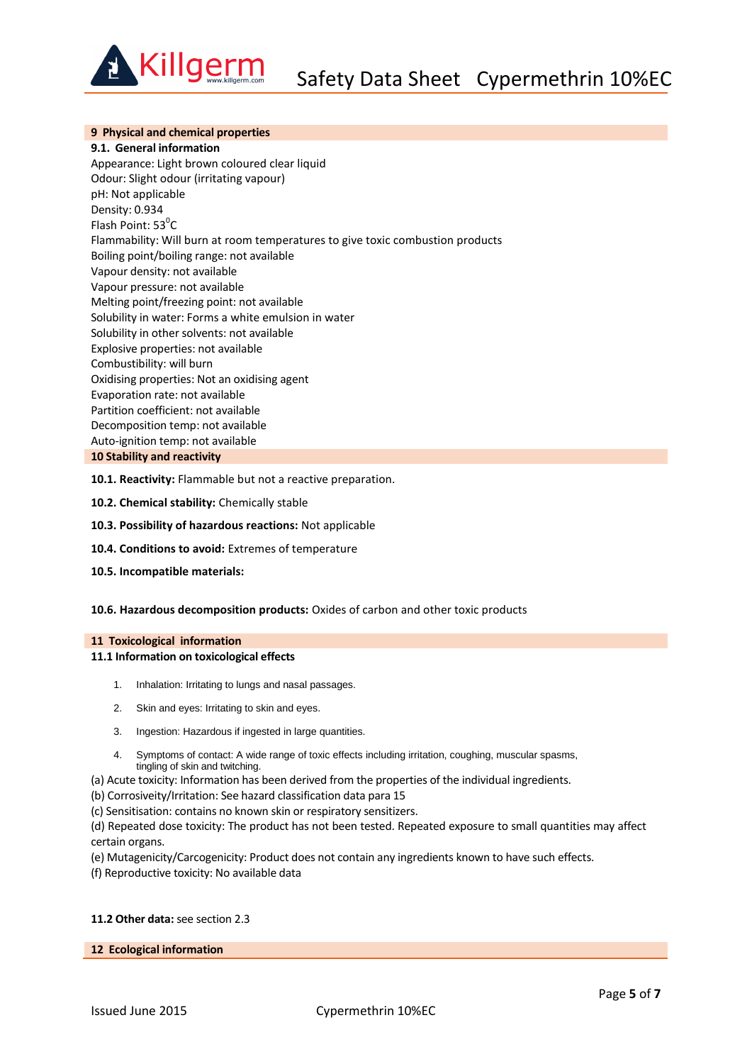## 9 Physical and chemical properties

### 9.1. General information

Appearance: Light brown coloured clear liquid
Odour: Slight odour (irritating vapour)
pH: Not applicable
Density: 0.934
Flash Point: $53^0$C
Flammability: Will burn at room temperatures to give toxic combustion products
Boiling point/boiling range: not available
Vapour density: not available
Vapour pressure: not available
Melting point/freezing point: not available
Solubility in water: Forms a white emulsion in water
Solubility in other solvents: not available
Explosive properties: not available
Combustibility: will burn
Oxidising properties: Not an oxidising agent
Evaporation rate: not available
Partition coefficient: not available
Decomposition temp: not available
Auto-ignition temp: not available

## 10 Stability and reactivity

**10.1. Reactivity:** Flammable but not a reactive preparation.

**10.2. Chemical stability:** Chemically stable

**10.3. Possibility of hazardous reactions:** Not applicable

**10.4. Conditions to avoid:** Extremes of temperature

**10.5. Incompatible materials:**

**10.6. Hazardous decomposition products:** Oxides of carbon and other toxic products

## 11 Toxicological information

### 11.1 Information on toxicological effects

1. Inhalation: Irritating to lungs and nasal passages.
2. Skin and eyes: Irritating to skin and eyes.
3. Ingestion: Hazardous if ingested in large quantities.
4. Symptoms of contact: A wide range of toxic effects including irritation, coughing, muscular spasms, tingling of skin and twitching.

(a) Acute toxicity: Information has been derived from the properties of the individual ingredients.
(b) Corrosiveity/Irritation: See hazard classification data para 15
(c) Sensitisation: contains no known skin or respiratory sensitizers.
(d) Repeated dose toxicity: The product has not been tested. Repeated exposure to small quantities may affect certain organs.
(e) Mutagenicity/Carcogenicity: Product does not contain any ingredients known to have such effects.
(f) Reproductive toxicity: No available data

**11.2 Other data:** see section 2.3

## 12 Ecological information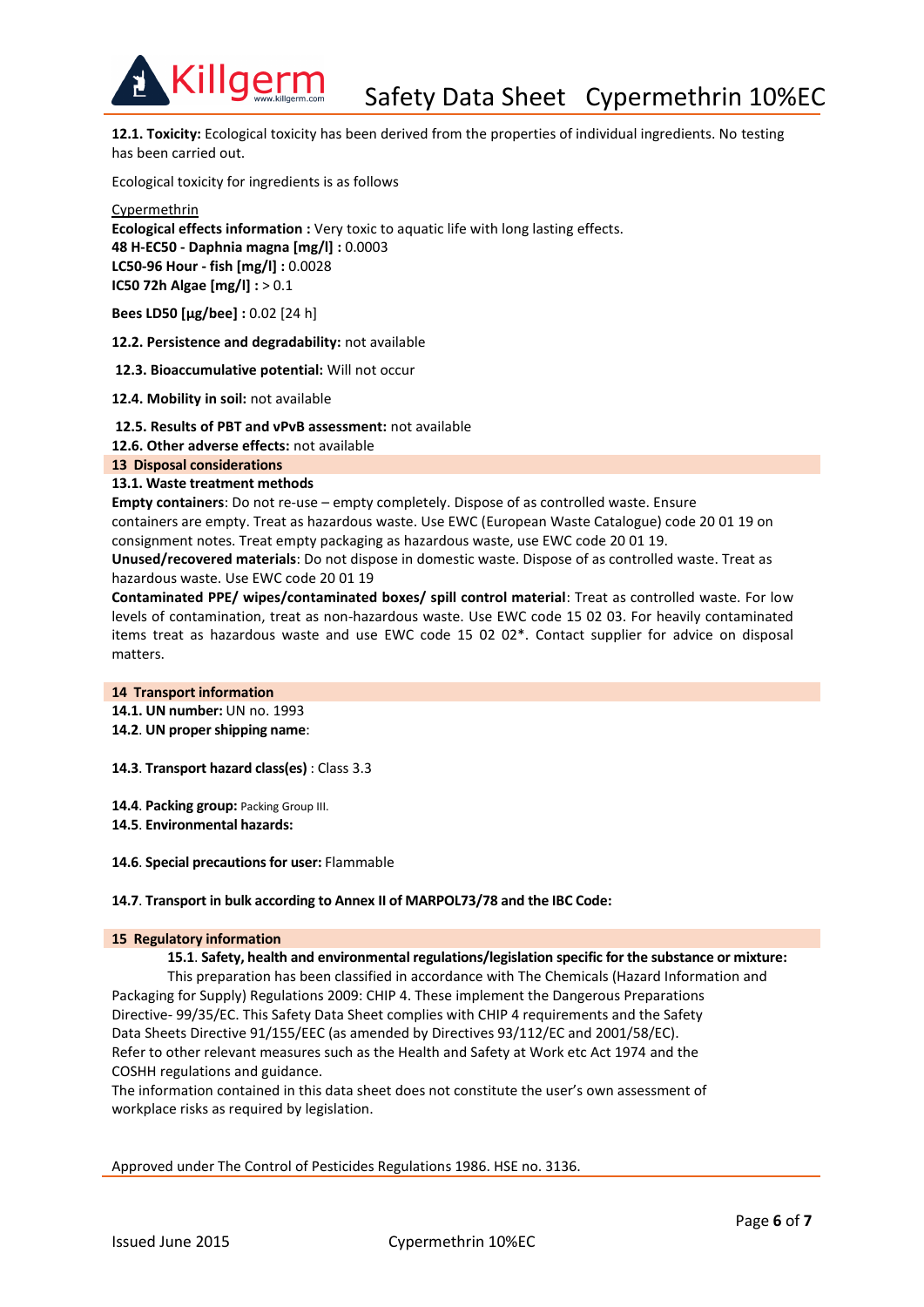**12.1. Toxicity:** Ecological toxicity has been derived from the properties of individual ingredients. No testing has been carried out.

Ecological toxicity for ingredients is as follows

Cypermethrin

**Ecological effects information :** Very toxic to aquatic life with long lasting effects.
**48 H-EC50 - Daphnia magna [mg/l] :** 0.0003
**LC50-96 Hour - fish [mg/l] :** 0.0028
**IC50 72h Algae [mg/l] :** > 0.1

**Bees LD50 [µg/bee] :** 0.02 [24 h]

**12.2. Persistence and degradability:** not available

**12.3. Bioaccumulative potential:** Will not occur

**12.4. Mobility in soil:** not available

**12.5. Results of PBT and vPvB assessment:** not available
**12.6. Other adverse effects:** not available

## 13 Disposal considerations

### 13.1. Waste treatment methods

**Empty containers**: Do not re-use – empty completely. Dispose of as controlled waste. Ensure containers are empty. Treat as hazardous waste. Use EWC (European Waste Catalogue) code 20 01 19 on consignment notes. Treat empty packaging as hazardous waste, use EWC code 20 01 19.
**Unused/recovered materials**: Do not dispose in domestic waste. Dispose of as controlled waste. Treat as hazardous waste. Use EWC code 20 01 19
**Contaminated PPE/ wipes/contaminated boxes/ spill control material**: Treat as controlled waste. For low levels of contamination, treat as non-hazardous waste. Use EWC code 15 02 03. For heavily contaminated items treat as hazardous waste and use EWC code 15 02 02*. Contact supplier for advice on disposal matters.

## 14 Transport information

**14.1. UN number:** UN no. 1993
**14.2. UN proper shipping name**:

**14.3. Transport hazard class(es)** : Class 3.3

**14.4. Packing group:** Packing Group III.
**14.5. Environmental hazards:**

**14.6. Special precautions for user:** Flammable

**14.7. Transport in bulk according to Annex II of MARPOL73/78 and the IBC Code:**

## 15 Regulatory information

**15.1. Safety, health and environmental regulations/legislation specific for the substance or mixture:**
This preparation has been classified in accordance with The Chemicals (Hazard Information and Packaging for Supply) Regulations 2009: CHIP 4. These implement the Dangerous Preparations Directive- 99/35/EC. This Safety Data Sheet complies with CHIP 4 requirements and the Safety Data Sheets Directive 91/155/EEC (as amended by Directives 93/112/EC and 2001/58/EC).
Refer to other relevant measures such as the Health and Safety at Work etc Act 1974 and the COSHH regulations and guidance.
The information contained in this data sheet does not constitute the user's own assessment of workplace risks as required by legislation.

Approved under The Control of Pesticides Regulations 1986. HSE no. 3136.

Issued June 2015 Cypermethrin 10%EC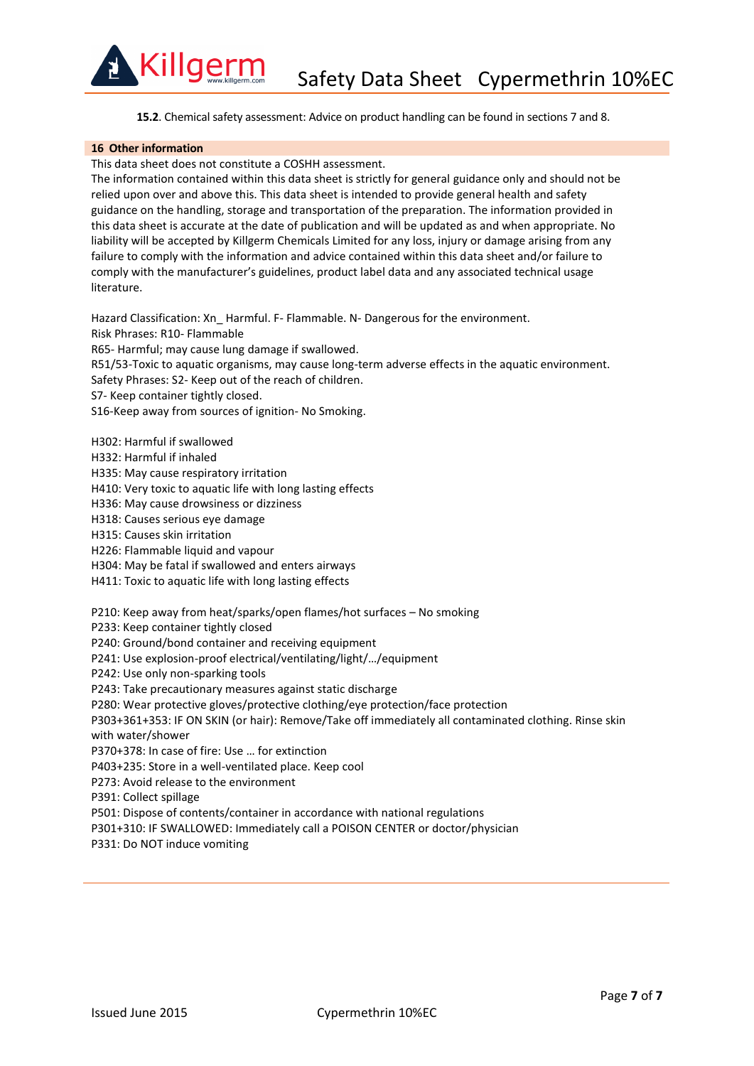**15.2**. Chemical safety assessment: Advice on product handling can be found in sections 7 and 8.

## 16 Other information

This data sheet does not constitute a COSHH assessment.

The information contained within this data sheet is strictly for general guidance only and should not be relied upon over and above this. This data sheet is intended to provide general health and safety guidance on the handling, storage and transportation of the preparation. The information provided in this data sheet is accurate at the date of publication and will be updated as and when appropriate. No liability will be accepted by Killgerm Chemicals Limited for any loss, injury or damage arising from any failure to comply with the information and advice contained within this data sheet and/or failure to comply with the manufacturer's guidelines, product label data and any associated technical usage literature.

Hazard Classification: Xn_ Harmful. F- Flammable. N- Dangerous for the environment.
Risk Phrases: R10- Flammable
R65- Harmful; may cause lung damage if swallowed.
R51/53-Toxic to aquatic organisms, may cause long-term adverse effects in the aquatic environment.
Safety Phrases: S2- Keep out of the reach of children.
S7- Keep container tightly closed.
S16-Keep away from sources of ignition- No Smoking.

H302: Harmful if swallowed
H332: Harmful if inhaled
H335: May cause respiratory irritation
H410: Very toxic to aquatic life with long lasting effects
H336: May cause drowsiness or dizziness
H318: Causes serious eye damage
H315: Causes skin irritation
H226: Flammable liquid and vapour
H304: May be fatal if swallowed and enters airways
H411: Toxic to aquatic life with long lasting effects

P210: Keep away from heat/sparks/open flames/hot surfaces – No smoking
P233: Keep container tightly closed
P240: Ground/bond container and receiving equipment
P241: Use explosion-proof electrical/ventilating/light/…/equipment
P242: Use only non-sparking tools
P243: Take precautionary measures against static discharge
P280: Wear protective gloves/protective clothing/eye protection/face protection
P303+361+353: IF ON SKIN (or hair): Remove/Take off immediately all contaminated clothing. Rinse skin with water/shower
P370+378: In case of fire: Use … for extinction
P403+235: Store in a well-ventilated place. Keep cool
P273: Avoid release to the environment
P391: Collect spillage
P501: Dispose of contents/container in accordance with national regulations
P301+310: IF SWALLOWED: Immediately call a POISON CENTER or doctor/physician
P331: Do NOT induce vomiting